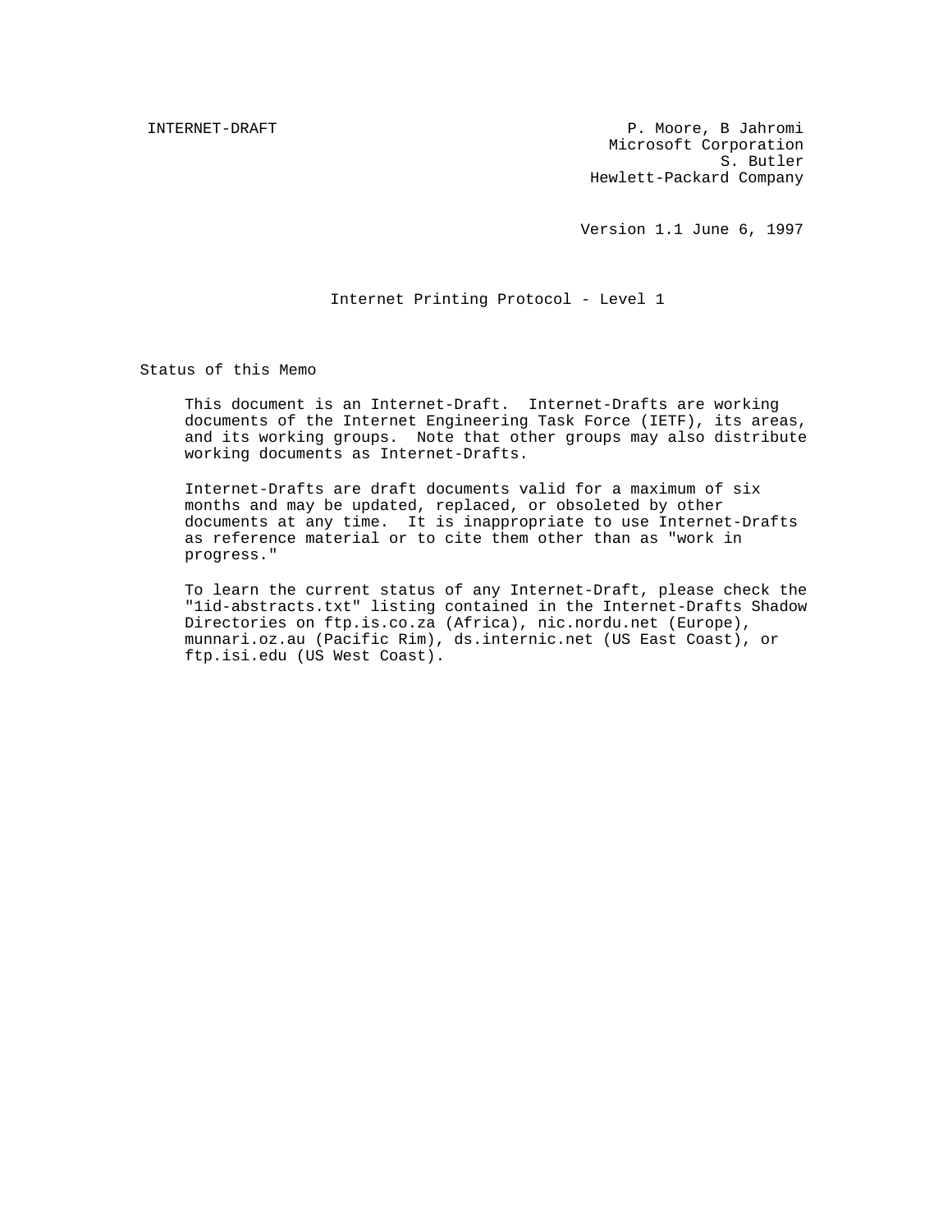INTERNET-DRAFT

P. Moore, B Jahromi
Microsoft Corporation
S. Butler
Hewlett-Packard Company

Version 1.1 June 6, 1997

# Internet Printing Protocol - Level 1

## Status of this Memo

This document is an Internet-Draft. Internet-Drafts are working documents of the Internet Engineering Task Force (IETF), its areas, and its working groups. Note that other groups may also distribute working documents as Internet-Drafts.

Internet-Drafts are draft documents valid for a maximum of six months and may be updated, replaced, or obsoleted by other documents at any time. It is inappropriate to use Internet-Drafts as reference material or to cite them other than as "work in progress."

To learn the current status of any Internet-Draft, please check the "1id-abstracts.txt" listing contained in the Internet-Drafts Shadow Directories on ftp.is.co.za (Africa), nic.nordu.net (Europe), munnari.oz.au (Pacific Rim), ds.internic.net (US East Coast), or ftp.isi.edu (US West Coast).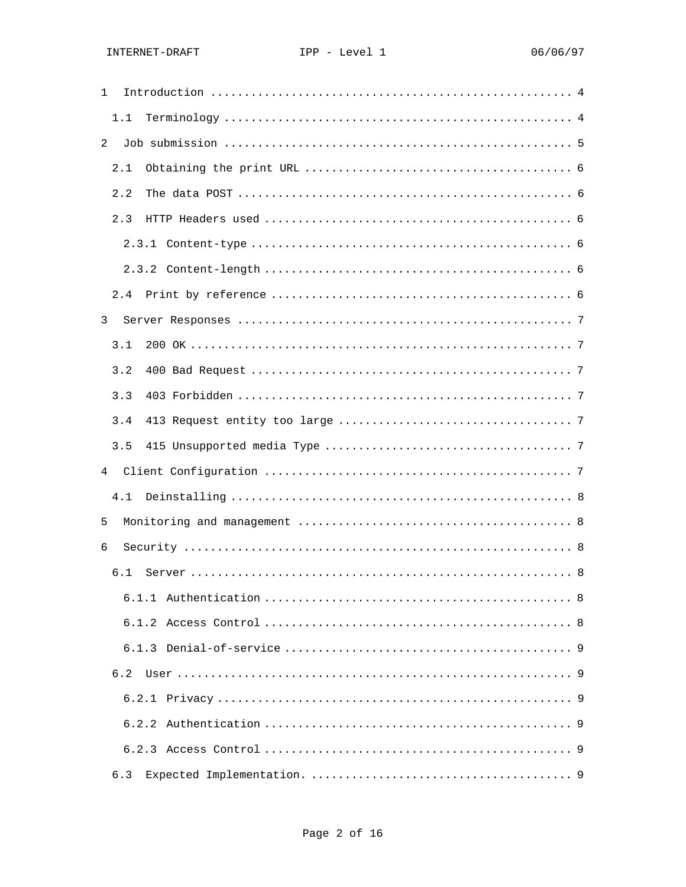1 Introduction ..................................................... 4

1.1 Terminology .................................................. 4

2 Job submission ................................................... 5

2.1 Obtaining the print URL ...................................... 6

2.2 The data POST ................................................ 6

2.3 HTTP Headers used ............................................ 6

2.3.1 Content-type ............................................... 6

2.3.2 Content-length ............................................. 6

2.4 Print by reference ........................................... 6

3 Server Responses ................................................. 7

3.1 200 OK ....................................................... 7

3.2 400 Bad Request .............................................. 7

3.3 403 Forbidden ................................................ 7

3.4 413 Request entity too large ................................. 7

3.5 415 Unsupported media Type ................................... 7

4 Client Configuration ............................................. 7

4.1 Deinstalling ................................................. 8

5 Monitoring and management ........................................ 8

6 Security ......................................................... 8

6.1 Server ....................................................... 8

6.1.1 Authentication ............................................. 8

6.1.2 Access Control ............................................. 8

6.1.3 Denial-of-service .......................................... 9

6.2 User ......................................................... 9

6.2.1 Privacy .................................................... 9

6.2.2 Authentication ............................................. 9

6.2.3 Access Control ............................................. 9

6.3 Expected Implementation. ..................................... 9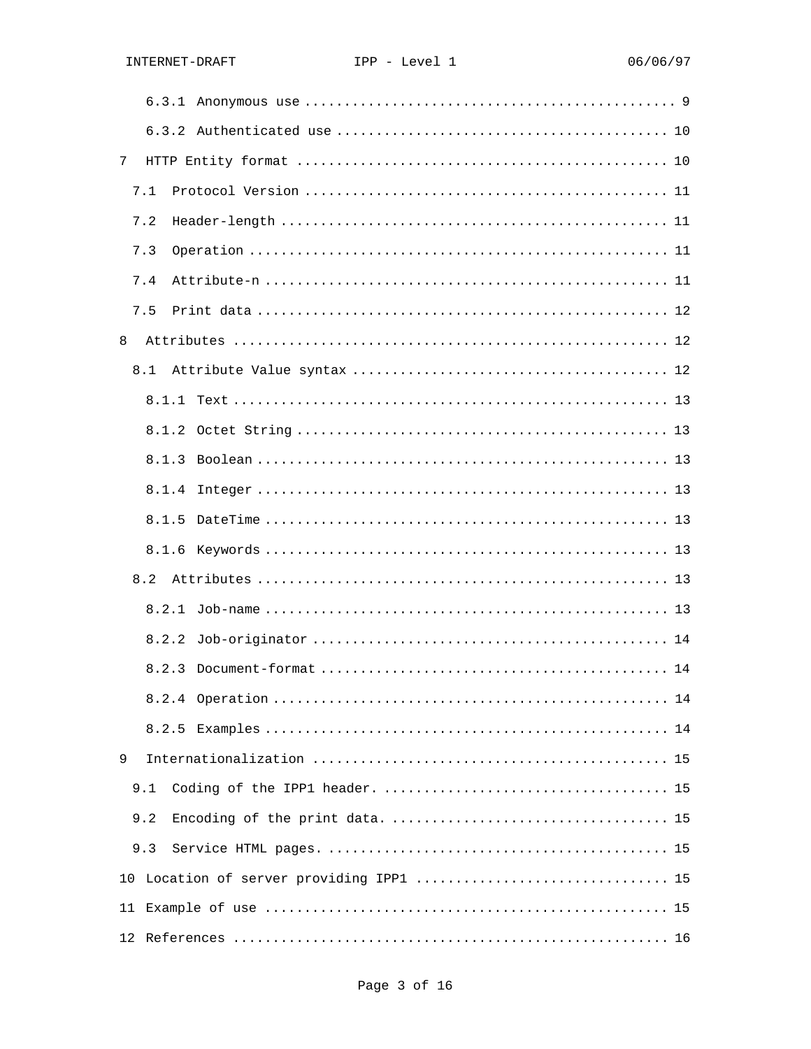6.3.1 Anonymous use ............................................. 9

6.3.2 Authenticated use ......................................... 10

7 HTTP Entity format ............................................. 10

7.1 Protocol Version ............................................ 11

7.2 Header-length ............................................... 11

7.3 Operation ................................................... 11

7.4 Attribute-n ................................................. 11

7.5 Print data .................................................. 12

8 Attributes ..................................................... 12

8.1 Attribute Value syntax ...................................... 12

8.1.1 Text ...................................................... 13

8.1.2 Octet String .............................................. 13

8.1.3 Boolean ................................................... 13

8.1.4 Integer ................................................... 13

8.1.5 DateTime .................................................. 13

8.1.6 Keywords .................................................. 13

8.2 Attributes .................................................. 13

8.2.1 Job-name .................................................. 13

8.2.2 Job-originator ............................................ 14

8.2.3 Document-format ........................................... 14

8.2.4 Operation ................................................. 14

8.2.5 Examples .................................................. 14

9 Internationalization ........................................... 15

9.1 Coding of the IPP1 header. .................................. 15

9.2 Encoding of the print data. ................................. 15

9.3 Service HTML pages. ......................................... 15

10 Location of server providing IPP1 ............................. 15

11 Example of use ................................................ 15

12 References .................................................... 16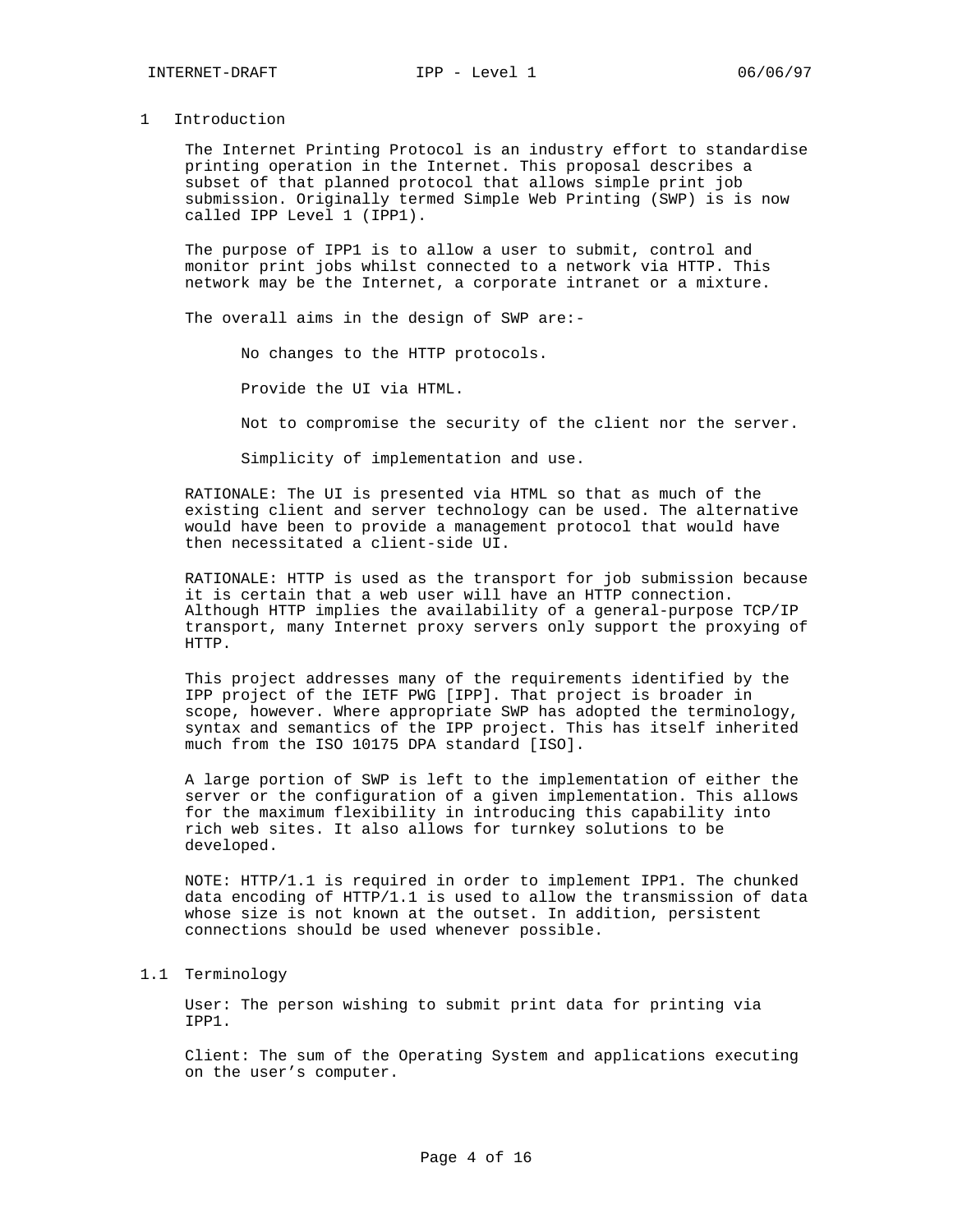# 1 Introduction

The Internet Printing Protocol is an industry effort to standardise printing operation in the Internet. This proposal describes a subset of that planned protocol that allows simple print job submission. Originally termed Simple Web Printing (SWP) is is now called IPP Level 1 (IPP1).

The purpose of IPP1 is to allow a user to submit, control and monitor print jobs whilst connected to a network via HTTP. This network may be the Internet, a corporate intranet or a mixture.

The overall aims in the design of SWP are:-

> No changes to the HTTP protocols.
>
> Provide the UI via HTML.
>
> Not to compromise the security of the client nor the server.
>
> Simplicity of implementation and use.

RATIONALE: The UI is presented via HTML so that as much of the existing client and server technology can be used. The alternative would have been to provide a management protocol that would have then necessitated a client-side UI.

RATIONALE: HTTP is used as the transport for job submission because it is certain that a web user will have an HTTP connection. Although HTTP implies the availability of a general-purpose TCP/IP transport, many Internet proxy servers only support the proxying of HTTP.

This project addresses many of the requirements identified by the IPP project of the IETF PWG [IPP]. That project is broader in scope, however. Where appropriate SWP has adopted the terminology, syntax and semantics of the IPP project. This has itself inherited much from the ISO 10175 DPA standard [ISO].

A large portion of SWP is left to the implementation of either the server or the configuration of a given implementation. This allows for the maximum flexibility in introducing this capability into rich web sites. It also allows for turnkey solutions to be developed.

NOTE: HTTP/1.1 is required in order to implement IPP1. The chunked data encoding of HTTP/1.1 is used to allow the transmission of data whose size is not known at the outset. In addition, persistent connections should be used whenever possible.

## 1.1 Terminology

User: The person wishing to submit print data for printing via IPP1.

Client: The sum of the Operating System and applications executing on the user's computer.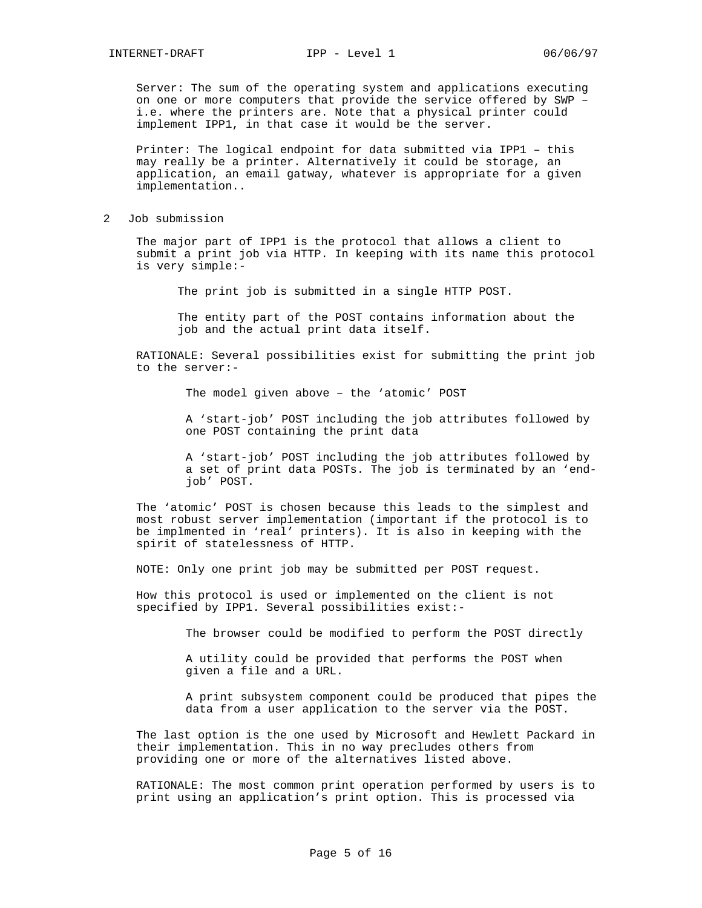Server: The sum of the operating system and applications executing on one or more computers that provide the service offered by SWP – i.e. where the printers are. Note that a physical printer could implement IPP1, in that case it would be the server.

Printer: The logical endpoint for data submitted via IPP1 – this may really be a printer. Alternatively it could be storage, an application, an email gatway, whatever is appropriate for a given implementation..

## 2 Job submission

The major part of IPP1 is the protocol that allows a client to submit a print job via HTTP. In keeping with its name this protocol is very simple:-

> The print job is submitted in a single HTTP POST.
>
> The entity part of the POST contains information about the job and the actual print data itself.

RATIONALE: Several possibilities exist for submitting the print job to the server:-

> The model given above – the 'atomic' POST
>
> A 'start-job' POST including the job attributes followed by one POST containing the print data
>
> A 'start-job' POST including the job attributes followed by a set of print data POSTs. The job is terminated by an 'end-job' POST.

The 'atomic' POST is chosen because this leads to the simplest and most robust server implementation (important if the protocol is to be implmented in 'real' printers). It is also in keeping with the spirit of statelessness of HTTP.

NOTE: Only one print job may be submitted per POST request.

How this protocol is used or implemented on the client is not specified by IPP1. Several possibilities exist:-

> The browser could be modified to perform the POST directly
>
> A utility could be provided that performs the POST when given a file and a URL.
>
> A print subsystem component could be produced that pipes the data from a user application to the server via the POST.

The last option is the one used by Microsoft and Hewlett Packard in their implementation. This in no way precludes others from providing one or more of the alternatives listed above.

RATIONALE: The most common print operation performed by users is to print using an application's print option. This is processed via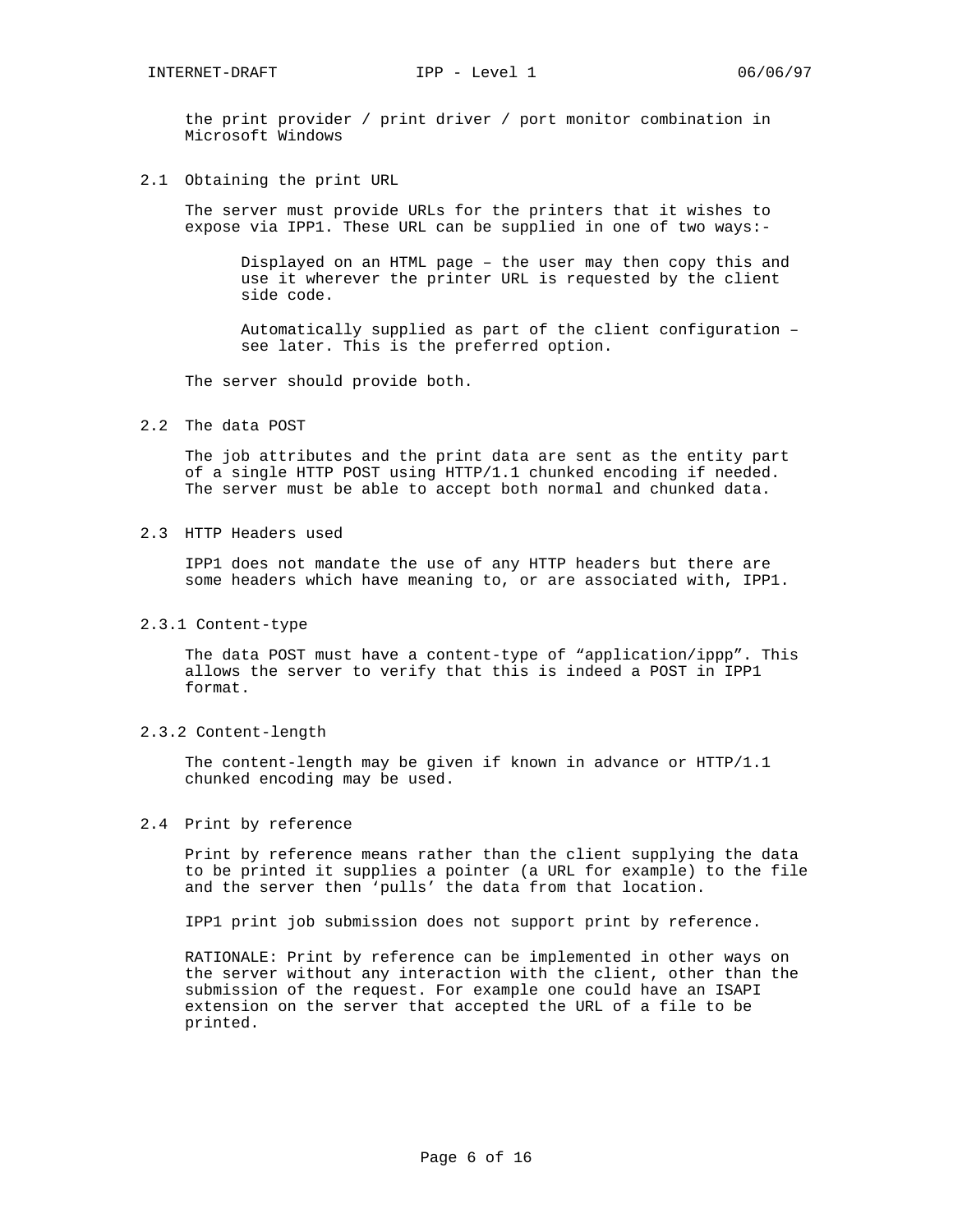the print provider / print driver / port monitor combination in Microsoft Windows

## 2.1 Obtaining the print URL

The server must provide URLs for the printers that it wishes to expose via IPP1. These URL can be supplied in one of two ways:-

> Displayed on an HTML page – the user may then copy this and use it wherever the printer URL is requested by the client side code.
>
> Automatically supplied as part of the client configuration – see later. This is the preferred option.

The server should provide both.

## 2.2 The data POST

The job attributes and the print data are sent as the entity part of a single HTTP POST using HTTP/1.1 chunked encoding if needed. The server must be able to accept both normal and chunked data.

## 2.3 HTTP Headers used

IPP1 does not mandate the use of any HTTP headers but there are some headers which have meaning to, or are associated with, IPP1.

### 2.3.1 Content-type

The data POST must have a content-type of “application/ippp”. This allows the server to verify that this is indeed a POST in IPP1 format.

### 2.3.2 Content-length

The content-length may be given if known in advance or HTTP/1.1 chunked encoding may be used.

## 2.4 Print by reference

Print by reference means rather than the client supplying the data to be printed it supplies a pointer (a URL for example) to the file and the server then ‘pulls’ the data from that location.

IPP1 print job submission does not support print by reference.

RATIONALE: Print by reference can be implemented in other ways on the server without any interaction with the client, other than the submission of the request. For example one could have an ISAPI extension on the server that accepted the URL of a file to be printed.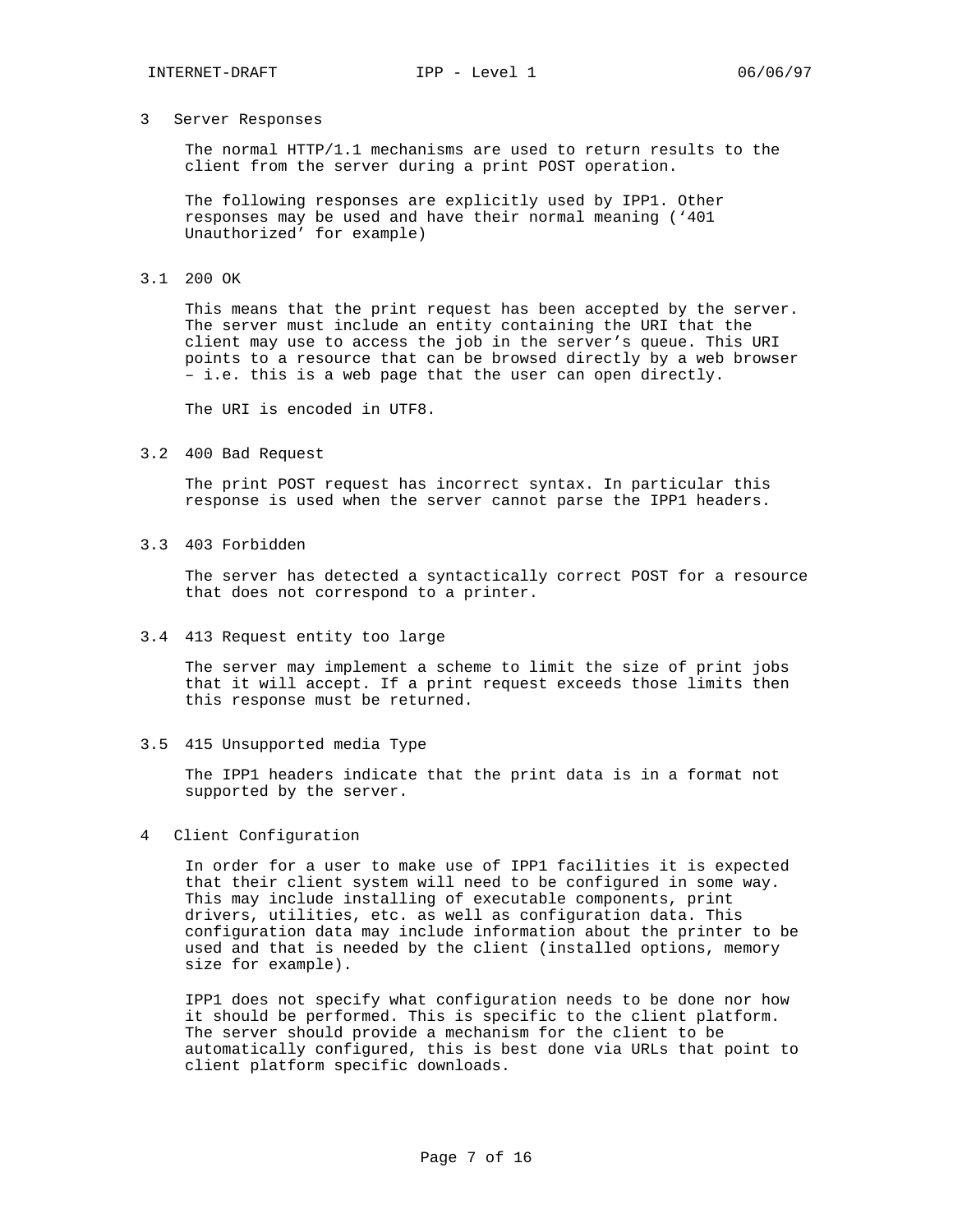# 3 Server Responses

The normal HTTP/1.1 mechanisms are used to return results to the client from the server during a print POST operation.

The following responses are explicitly used by IPP1. Other responses may be used and have their normal meaning (‘401 Unauthorized’ for example)

## 3.1 200 OK

This means that the print request has been accepted by the server. The server must include an entity containing the URI that the client may use to access the job in the server’s queue. This URI points to a resource that can be browsed directly by a web browser – i.e. this is a web page that the user can open directly.

The URI is encoded in UTF8.

## 3.2 400 Bad Request

The print POST request has incorrect syntax. In particular this response is used when the server cannot parse the IPP1 headers.

## 3.3 403 Forbidden

The server has detected a syntactically correct POST for a resource that does not correspond to a printer.

## 3.4 413 Request entity too large

The server may implement a scheme to limit the size of print jobs that it will accept. If a print request exceeds those limits then this response must be returned.

## 3.5 415 Unsupported media Type

The IPP1 headers indicate that the print data is in a format not supported by the server.

# 4 Client Configuration

In order for a user to make use of IPP1 facilities it is expected that their client system will need to be configured in some way. This may include installing of executable components, print drivers, utilities, etc. as well as configuration data. This configuration data may include information about the printer to be used and that is needed by the client (installed options, memory size for example).

IPP1 does not specify what configuration needs to be done nor how it should be performed. This is specific to the client platform. The server should provide a mechanism for the client to be automatically configured, this is best done via URLs that point to client platform specific downloads.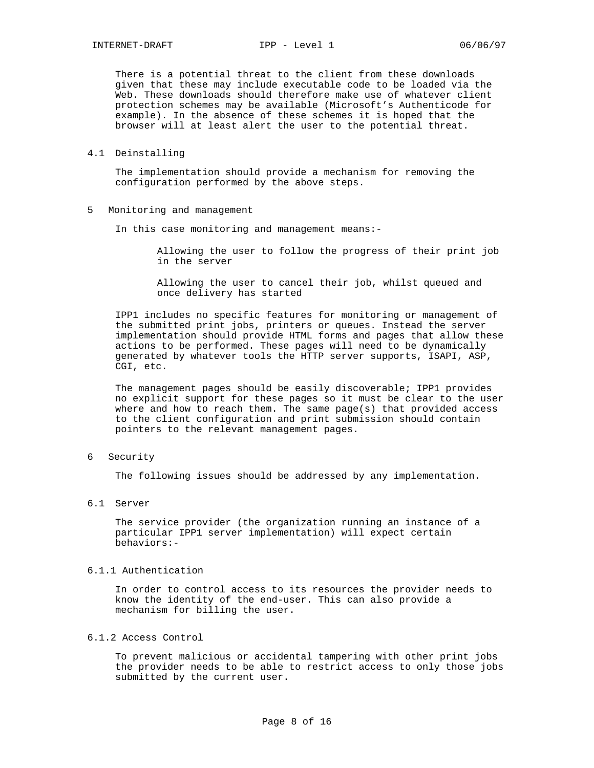There is a potential threat to the client from these downloads given that these may include executable code to be loaded via the Web. These downloads should therefore make use of whatever client protection schemes may be available (Microsoft's Authenticode for example). In the absence of these schemes it is hoped that the browser will at least alert the user to the potential threat.

### 4.1 Deinstalling

The implementation should provide a mechanism for removing the configuration performed by the above steps.

## 5 Monitoring and management

In this case monitoring and management means:-

- Allowing the user to follow the progress of their print job in the server
- Allowing the user to cancel their job, whilst queued and once delivery has started

IPP1 includes no specific features for monitoring or management of the submitted print jobs, printers or queues. Instead the server implementation should provide HTML forms and pages that allow these actions to be performed. These pages will need to be dynamically generated by whatever tools the HTTP server supports, ISAPI, ASP, CGI, etc.

The management pages should be easily discoverable; IPP1 provides no explicit support for these pages so it must be clear to the user where and how to reach them. The same page(s) that provided access to the client configuration and print submission should contain pointers to the relevant management pages.

## 6 Security

The following issues should be addressed by any implementation.

### 6.1 Server

The service provider (the organization running an instance of a particular IPP1 server implementation) will expect certain behaviors:-

#### 6.1.1 Authentication

In order to control access to its resources the provider needs to know the identity of the end-user. This can also provide a mechanism for billing the user.

#### 6.1.2 Access Control

To prevent malicious or accidental tampering with other print jobs the provider needs to be able to restrict access to only those jobs submitted by the current user.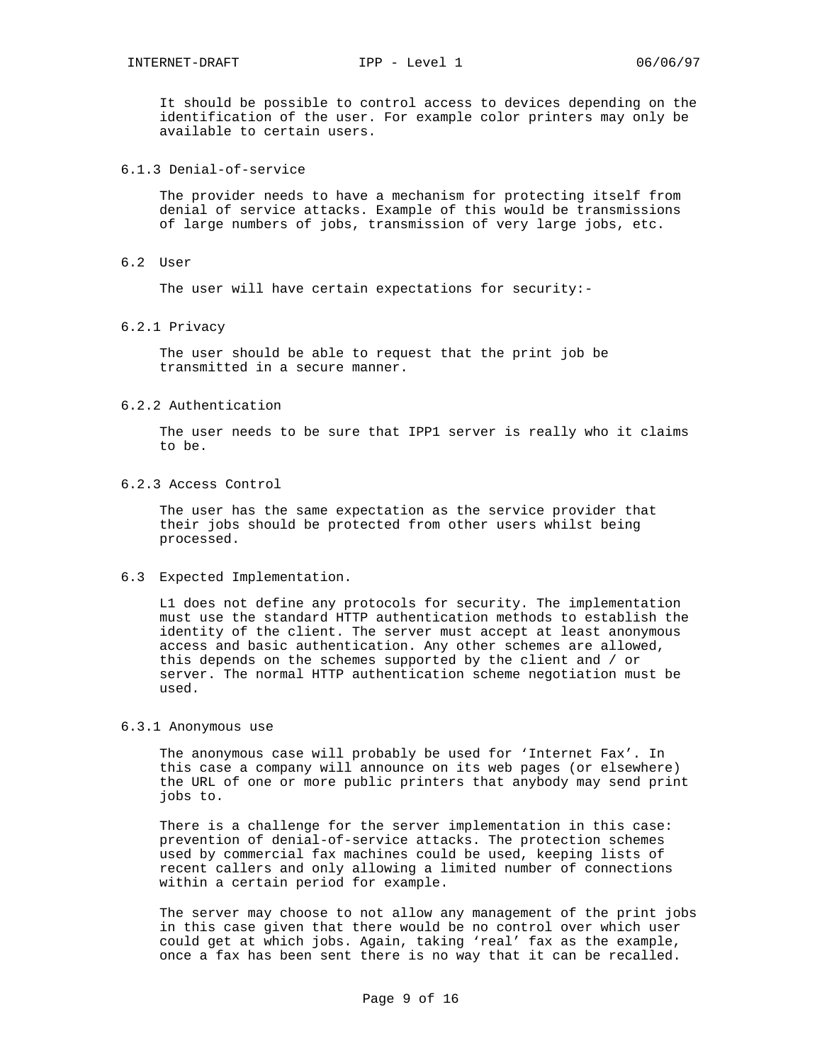It should be possible to control access to devices depending on the identification of the user. For example color printers may only be available to certain users.

### 6.1.3 Denial-of-service

The provider needs to have a mechanism for protecting itself from denial of service attacks. Example of this would be transmissions of large numbers of jobs, transmission of very large jobs, etc.

## 6.2 User

The user will have certain expectations for security:-

### 6.2.1 Privacy

The user should be able to request that the print job be transmitted in a secure manner.

### 6.2.2 Authentication

The user needs to be sure that IPP1 server is really who it claims to be.

### 6.2.3 Access Control

The user has the same expectation as the service provider that their jobs should be protected from other users whilst being processed.

## 6.3 Expected Implementation.

L1 does not define any protocols for security. The implementation must use the standard HTTP authentication methods to establish the identity of the client. The server must accept at least anonymous access and basic authentication. Any other schemes are allowed, this depends on the schemes supported by the client and / or server. The normal HTTP authentication scheme negotiation must be used.

### 6.3.1 Anonymous use

The anonymous case will probably be used for ‘Internet Fax’. In this case a company will announce on its web pages (or elsewhere) the URL of one or more public printers that anybody may send print jobs to.

There is a challenge for the server implementation in this case: prevention of denial-of-service attacks. The protection schemes used by commercial fax machines could be used, keeping lists of recent callers and only allowing a limited number of connections within a certain period for example.

The server may choose to not allow any management of the print jobs in this case given that there would be no control over which user could get at which jobs. Again, taking ‘real’ fax as the example, once a fax has been sent there is no way that it can be recalled.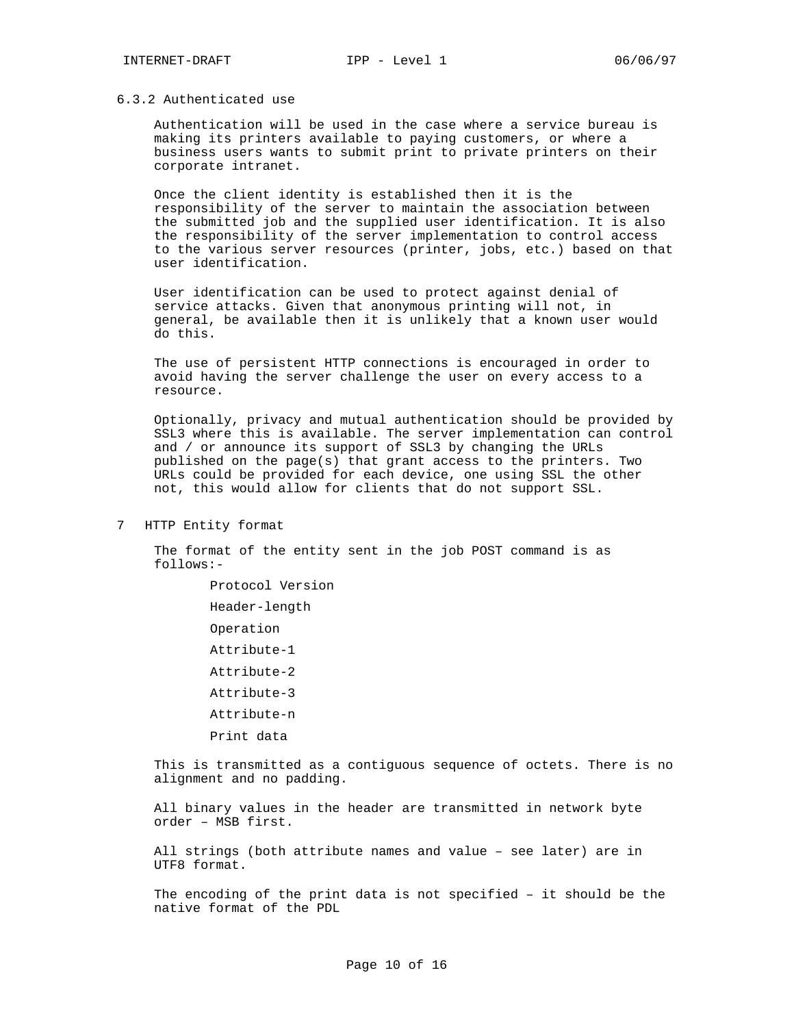### 6.3.2 Authenticated use

Authentication will be used in the case where a service bureau is making its printers available to paying customers, or where a business users wants to submit print to private printers on their corporate intranet.

Once the client identity is established then it is the responsibility of the server to maintain the association between the submitted job and the supplied user identification. It is also the responsibility of the server implementation to control access to the various server resources (printer, jobs, etc.) based on that user identification.

User identification can be used to protect against denial of service attacks. Given that anonymous printing will not, in general, be available then it is unlikely that a known user would do this.

The use of persistent HTTP connections is encouraged in order to avoid having the server challenge the user on every access to a resource.

Optionally, privacy and mutual authentication should be provided by SSL3 where this is available. The server implementation can control and / or announce its support of SSL3 by changing the URLs published on the page(s) that grant access to the printers. Two URLs could be provided for each device, one using SSL the other not, this would allow for clients that do not support SSL.

# 7 HTTP Entity format

The format of the entity sent in the job POST command is as follows:-

```
Protocol Version
Header-length
Operation
Attribute-1
Attribute-2
Attribute-3
Attribute-n
Print data
```

This is transmitted as a contiguous sequence of octets. There is no alignment and no padding.

All binary values in the header are transmitted in network byte order – MSB first.

All strings (both attribute names and value – see later) are in UTF8 format.

The encoding of the print data is not specified – it should be the native format of the PDL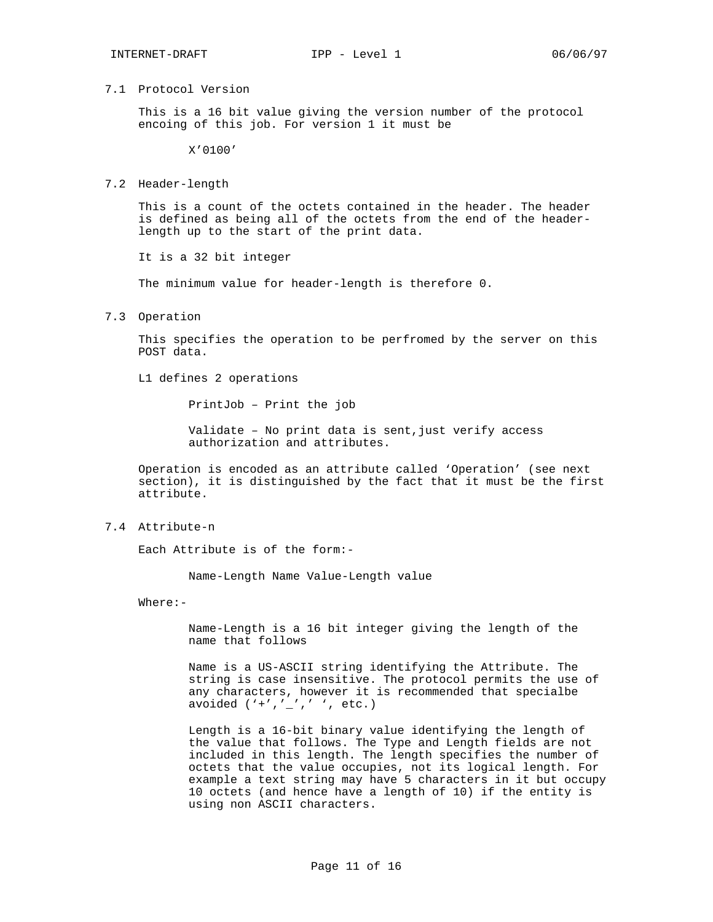## 7.1 Protocol Version

This is a 16 bit value giving the version number of the protocol encoing of this job. For version 1 it must be

X’0100’

## 7.2 Header-length

This is a count of the octets contained in the header. The header is defined as being all of the octets from the end of the header-length up to the start of the print data.

It is a 32 bit integer

The minimum value for header-length is therefore 0.

## 7.3 Operation

This specifies the operation to be perfromed by the server on this POST data.

L1 defines 2 operations

PrintJob – Print the job

Validate – No print data is sent,just verify access authorization and attributes.

Operation is encoded as an attribute called ‘Operation’ (see next section), it is distinguished by the fact that it must be the first attribute.

## 7.4 Attribute-n

Each Attribute is of the form:-

Name-Length Name Value-Length value

Where:-

Name-Length is a 16 bit integer giving the length of the name that follows

Name is a US-ASCII string identifying the Attribute. The string is case insensitive. The protocol permits the use of any characters, however it is recommended that specialbe avoided (‘+’,’_’,’ ‘, etc.)

Length is a 16-bit binary value identifying the length of the value that follows. The Type and Length fields are not included in this length. The length specifies the number of octets that the value occupies, not its logical length. For example a text string may have 5 characters in it but occupy 10 octets (and hence have a length of 10) if the entity is using non ASCII characters.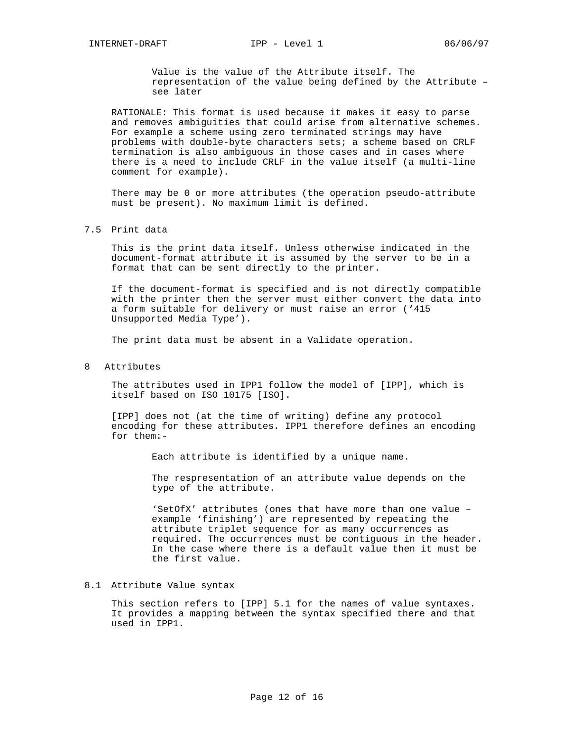Value is the value of the Attribute itself. The representation of the value being defined by the Attribute – see later

RATIONALE: This format is used because it makes it easy to parse and removes ambiguities that could arise from alternative schemes. For example a scheme using zero terminated strings may have problems with double-byte characters sets; a scheme based on CRLF termination is also ambiguous in those cases and in cases where there is a need to include CRLF in the value itself (a multi-line comment for example).

There may be 0 or more attributes (the operation pseudo-attribute must be present). No maximum limit is defined.

## 7.5 Print data

This is the print data itself. Unless otherwise indicated in the document-format attribute it is assumed by the server to be in a format that can be sent directly to the printer.

If the document-format is specified and is not directly compatible with the printer then the server must either convert the data into a form suitable for delivery or must raise an error (‘415 Unsupported Media Type’).

The print data must be absent in a Validate operation.

# 8 Attributes

The attributes used in IPP1 follow the model of [IPP], which is itself based on ISO 10175 [ISO].

[IPP] does not (at the time of writing) define any protocol encoding for these attributes. IPP1 therefore defines an encoding for them:-

Each attribute is identified by a unique name.

The respresentation of an attribute value depends on the type of the attribute.

‘SetOfX’ attributes (ones that have more than one value – example ‘finishing’) are represented by repeating the attribute triplet sequence for as many occurrences as required. The occurrences must be contiguous in the header. In the case where there is a default value then it must be the first value.

## 8.1 Attribute Value syntax

This section refers to [IPP] 5.1 for the names of value syntaxes. It provides a mapping between the syntax specified there and that used in IPP1.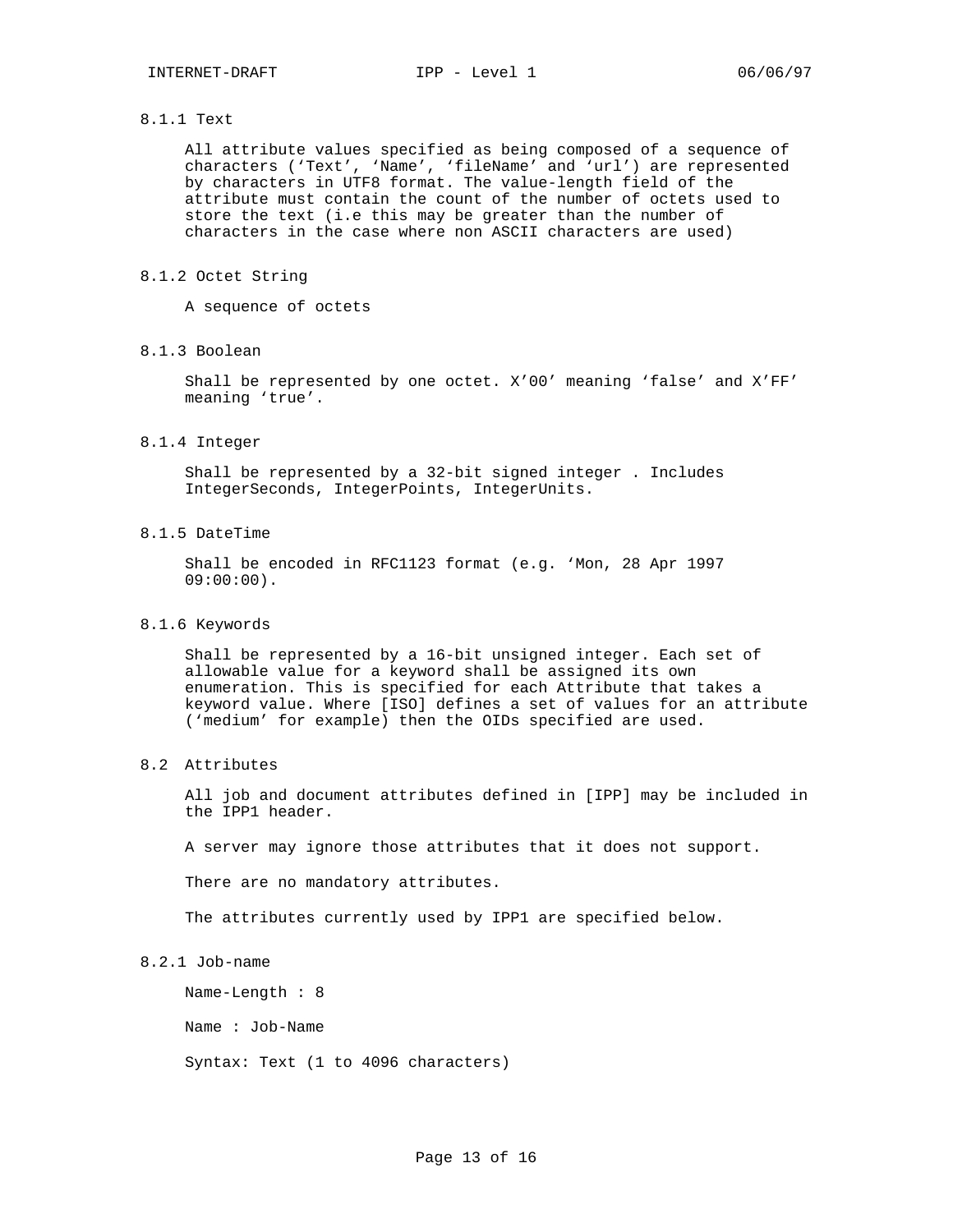### 8.1.1 Text

All attribute values specified as being composed of a sequence of characters (‘Text’, ‘Name’, ‘fileName’ and ‘url’) are represented by characters in UTF8 format. The value-length field of the attribute must contain the count of the number of octets used to store the text (i.e this may be greater than the number of characters in the case where non ASCII characters are used)

### 8.1.2 Octet String

A sequence of octets

### 8.1.3 Boolean

Shall be represented by one octet. X’00’ meaning ‘false’ and X’FF’ meaning ‘true’.

### 8.1.4 Integer

Shall be represented by a 32-bit signed integer . Includes IntegerSeconds, IntegerPoints, IntegerUnits.

### 8.1.5 DateTime

Shall be encoded in RFC1123 format (e.g. ‘Mon, 28 Apr 1997 09:00:00).

### 8.1.6 Keywords

Shall be represented by a 16-bit unsigned integer. Each set of allowable value for a keyword shall be assigned its own enumeration. This is specified for each Attribute that takes a keyword value. Where [ISO] defines a set of values for an attribute (‘medium’ for example) then the OIDs specified are used.

## 8.2 Attributes

All job and document attributes defined in [IPP] may be included in the IPP1 header.

A server may ignore those attributes that it does not support.

There are no mandatory attributes.

The attributes currently used by IPP1 are specified below.

### 8.2.1 Job-name

Name-Length : 8

Name : Job-Name

Syntax: Text (1 to 4096 characters)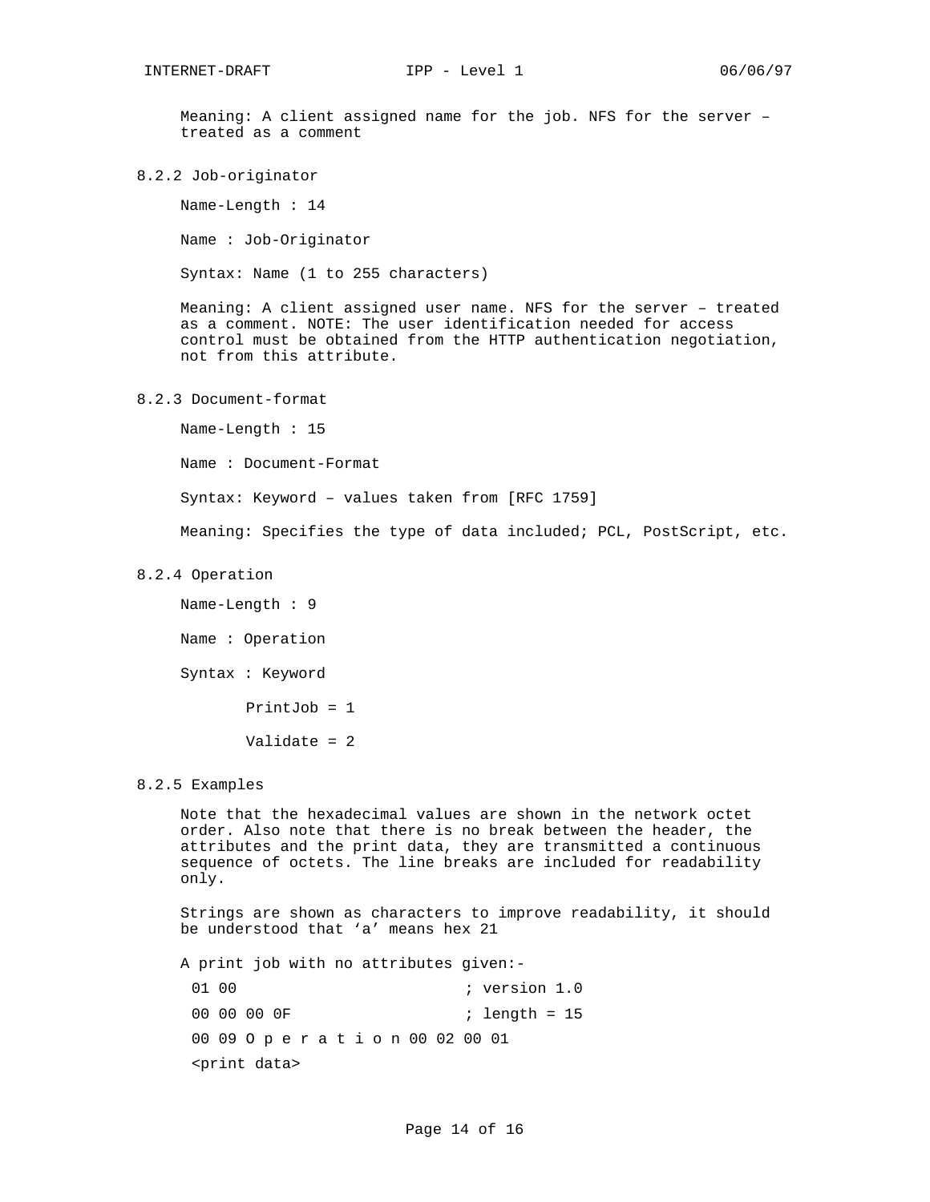Meaning: A client assigned name for the job. NFS for the server – treated as a comment

### 8.2.2 Job-originator

Name-Length : 14

Name : Job-Originator

Syntax: Name (1 to 255 characters)

Meaning: A client assigned user name. NFS for the server – treated as a comment. NOTE: The user identification needed for access control must be obtained from the HTTP authentication negotiation, not from this attribute.

### 8.2.3 Document-format

Name-Length : 15

Name : Document-Format

Syntax: Keyword – values taken from [RFC 1759]

Meaning: Specifies the type of data included; PCL, PostScript, etc.

### 8.2.4 Operation

Name-Length : 9

Name : Operation

Syntax : Keyword

PrintJob = 1

Validate = 2

### 8.2.5 Examples

Note that the hexadecimal values are shown in the network octet order. Also note that there is no break between the header, the attributes and the print data, they are transmitted a continuous sequence of octets. The line breaks are included for readability only.

Strings are shown as characters to improve readability, it should be understood that 'a' means hex 21

A print job with no attributes given:-

```
01 00                       ; version 1.0
00 00 00 0F                 ; length = 15
00 09 O p e r a t i o n 00 02 00 01
<print data>
```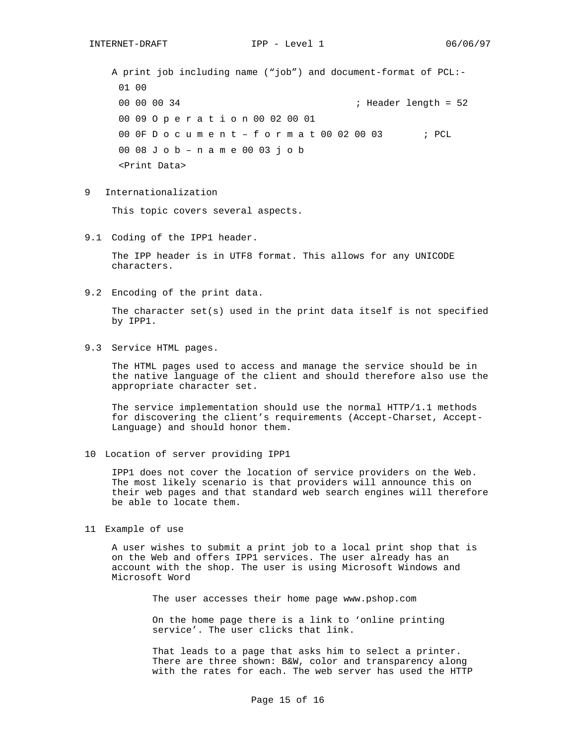A print job including name (“job”) and document-format of PCL:-

```
01 00
00 00 00 34                              ; Header length = 52
00 09 O p e r a t i o n 00 02 00 01
00 0F D o c u m e n t – f o r m a t 00 02 00 03       ; PCL
00 08 J o b – n a m e 00 03 j o b
<Print Data>
```

## 9 Internationalization

This topic covers several aspects.

### 9.1 Coding of the IPP1 header.

The IPP header is in UTF8 format. This allows for any UNICODE characters.

### 9.2 Encoding of the print data.

The character set(s) used in the print data itself is not specified by IPP1.

### 9.3 Service HTML pages.

The HTML pages used to access and manage the service should be in the native language of the client and should therefore also use the appropriate character set.

The service implementation should use the normal HTTP/1.1 methods for discovering the client’s requirements (Accept-Charset, Accept-Language) and should honor them.

## 10 Location of server providing IPP1

IPP1 does not cover the location of service providers on the Web. The most likely scenario is that providers will announce this on their web pages and that standard web search engines will therefore be able to locate them.

## 11 Example of use

A user wishes to submit a print job to a local print shop that is on the Web and offers IPP1 services. The user already has an account with the shop. The user is using Microsoft Windows and Microsoft Word

> The user accesses their home page www.pshop.com
>
> On the home page there is a link to ‘online printing service’. The user clicks that link.
>
> That leads to a page that asks him to select a printer. There are three shown: B&W, color and transparency along with the rates for each. The web server has used the HTTP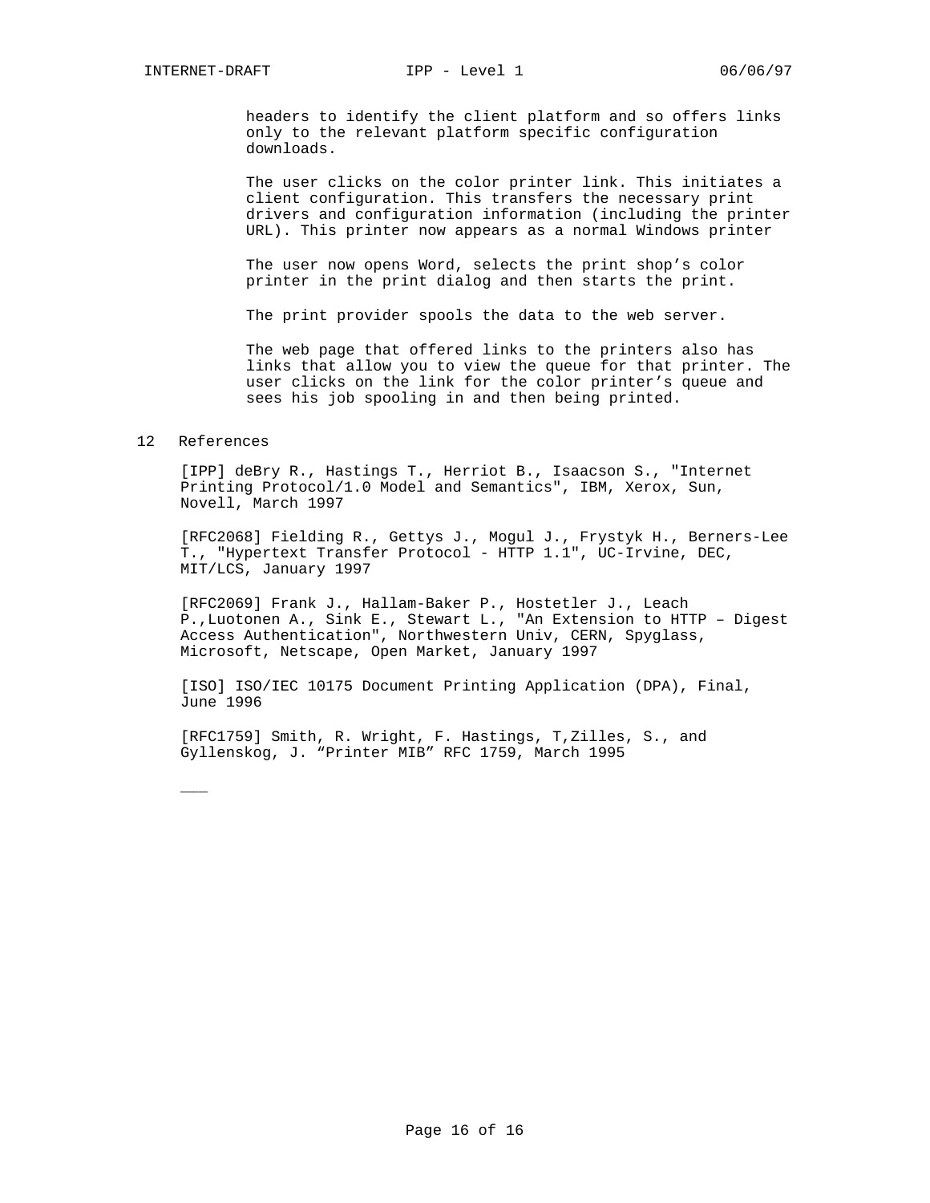headers to identify the client platform and so offers links only to the relevant platform specific configuration downloads.

The user clicks on the color printer link. This initiates a client configuration. This transfers the necessary print drivers and configuration information (including the printer URL). This printer now appears as a normal Windows printer

The user now opens Word, selects the print shop's color printer in the print dialog and then starts the print.

The print provider spools the data to the web server.

The web page that offered links to the printers also has links that allow you to view the queue for that printer. The user clicks on the link for the color printer's queue and sees his job spooling in and then being printed.

## 12 References

[IPP] deBry R., Hastings T., Herriot B., Isaacson S., "Internet Printing Protocol/1.0 Model and Semantics", IBM, Xerox, Sun, Novell, March 1997

[RFC2068] Fielding R., Gettys J., Mogul J., Frystyk H., Berners-Lee T., "Hypertext Transfer Protocol - HTTP 1.1", UC-Irvine, DEC, MIT/LCS, January 1997

[RFC2069] Frank J., Hallam-Baker P., Hostetler J., Leach P.,Luotonen A., Sink E., Stewart L., "An Extension to HTTP – Digest Access Authentication", Northwestern Univ, CERN, Spyglass, Microsoft, Netscape, Open Market, January 1997

[ISO] ISO/IEC 10175 Document Printing Application (DPA), Final, June 1996

[RFC1759] Smith, R. Wright, F. Hastings, T,Zilles, S., and Gyllenskog, J. "Printer MIB" RFC 1759, March 1995